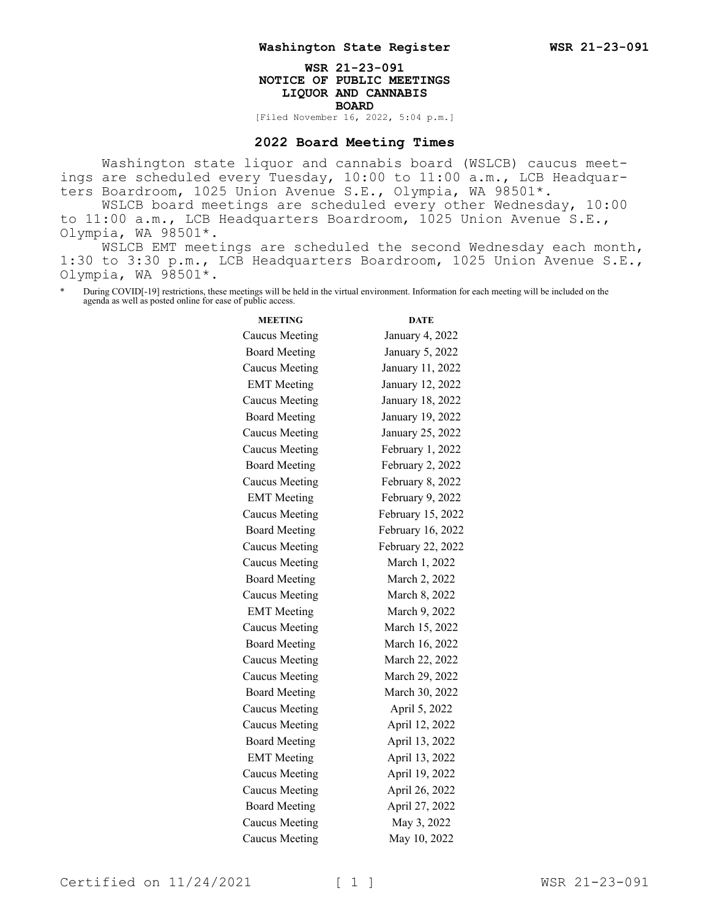# WSR 21-23-091
## NOTICE OF PUBLIC MEETINGS
## LIQUOR AND CANNABIS BOARD

[Filed November 16, 2022, 5:04 p.m.]

### 2022 Board Meeting Times

Washington state liquor and cannabis board (WSLCB) caucus meetings are scheduled every Tuesday, 10:00 to 11:00 a.m., LCB Headquarters Boardroom, 1025 Union Avenue S.E., Olympia, WA 98501*.

WSLCB board meetings are scheduled every other Wednesday, 10:00 to 11:00 a.m., LCB Headquarters Boardroom, 1025 Union Avenue S.E., Olympia, WA 98501*.

WSLCB EMT meetings are scheduled the second Wednesday each month, 1:30 to 3:30 p.m., LCB Headquarters Boardroom, 1025 Union Avenue S.E., Olympia, WA 98501*.

\* During COVID[-19] restrictions, these meetings will be held in the virtual environment. Information for each meeting will be included on the agenda as well as posted online for ease of public access.

| MEETING | DATE |
|---|---|
| Caucus Meeting | January 4, 2022 |
| Board Meeting | January 5, 2022 |
| Caucus Meeting | January 11, 2022 |
| EMT Meeting | January 12, 2022 |
| Caucus Meeting | January 18, 2022 |
| Board Meeting | January 19, 2022 |
| Caucus Meeting | January 25, 2022 |
| Caucus Meeting | February 1, 2022 |
| Board Meeting | February 2, 2022 |
| Caucus Meeting | February 8, 2022 |
| EMT Meeting | February 9, 2022 |
| Caucus Meeting | February 15, 2022 |
| Board Meeting | February 16, 2022 |
| Caucus Meeting | February 22, 2022 |
| Caucus Meeting | March 1, 2022 |
| Board Meeting | March 2, 2022 |
| Caucus Meeting | March 8, 2022 |
| EMT Meeting | March 9, 2022 |
| Caucus Meeting | March 15, 2022 |
| Board Meeting | March 16, 2022 |
| Caucus Meeting | March 22, 2022 |
| Caucus Meeting | March 29, 2022 |
| Board Meeting | March 30, 2022 |
| Caucus Meeting | April 5, 2022 |
| Caucus Meeting | April 12, 2022 |
| Board Meeting | April 13, 2022 |
| EMT Meeting | April 13, 2022 |
| Caucus Meeting | April 19, 2022 |
| Caucus Meeting | April 26, 2022 |
| Board Meeting | April 27, 2022 |
| Caucus Meeting | May 3, 2022 |
| Caucus Meeting | May 10, 2022 |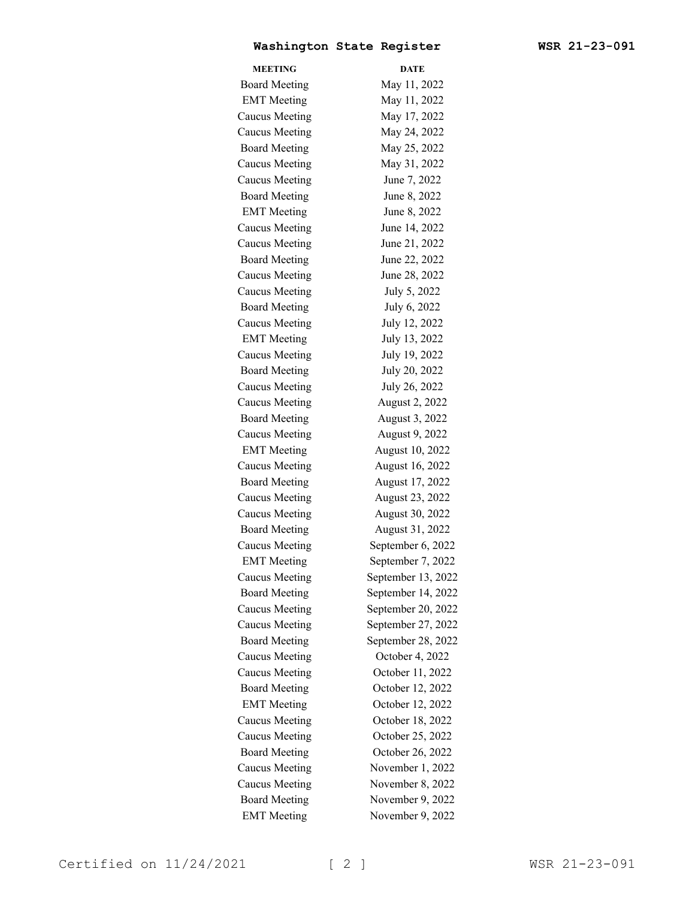| MEETING | DATE |
|---|---|
| Board Meeting | May 11, 2022 |
| EMT Meeting | May 11, 2022 |
| Caucus Meeting | May 17, 2022 |
| Caucus Meeting | May 24, 2022 |
| Board Meeting | May 25, 2022 |
| Caucus Meeting | May 31, 2022 |
| Caucus Meeting | June 7, 2022 |
| Board Meeting | June 8, 2022 |
| EMT Meeting | June 8, 2022 |
| Caucus Meeting | June 14, 2022 |
| Caucus Meeting | June 21, 2022 |
| Board Meeting | June 22, 2022 |
| Caucus Meeting | June 28, 2022 |
| Caucus Meeting | July 5, 2022 |
| Board Meeting | July 6, 2022 |
| Caucus Meeting | July 12, 2022 |
| EMT Meeting | July 13, 2022 |
| Caucus Meeting | July 19, 2022 |
| Board Meeting | July 20, 2022 |
| Caucus Meeting | July 26, 2022 |
| Caucus Meeting | August 2, 2022 |
| Board Meeting | August 3, 2022 |
| Caucus Meeting | August 9, 2022 |
| EMT Meeting | August 10, 2022 |
| Caucus Meeting | August 16, 2022 |
| Board Meeting | August 17, 2022 |
| Caucus Meeting | August 23, 2022 |
| Caucus Meeting | August 30, 2022 |
| Board Meeting | August 31, 2022 |
| Caucus Meeting | September 6, 2022 |
| EMT Meeting | September 7, 2022 |
| Caucus Meeting | September 13, 2022 |
| Board Meeting | September 14, 2022 |
| Caucus Meeting | September 20, 2022 |
| Caucus Meeting | September 27, 2022 |
| Board Meeting | September 28, 2022 |
| Caucus Meeting | October 4, 2022 |
| Caucus Meeting | October 11, 2022 |
| Board Meeting | October 12, 2022 |
| EMT Meeting | October 12, 2022 |
| Caucus Meeting | October 18, 2022 |
| Caucus Meeting | October 25, 2022 |
| Board Meeting | October 26, 2022 |
| Caucus Meeting | November 1, 2022 |
| Caucus Meeting | November 8, 2022 |
| Board Meeting | November 9, 2022 |
| EMT Meeting | November 9, 2022 |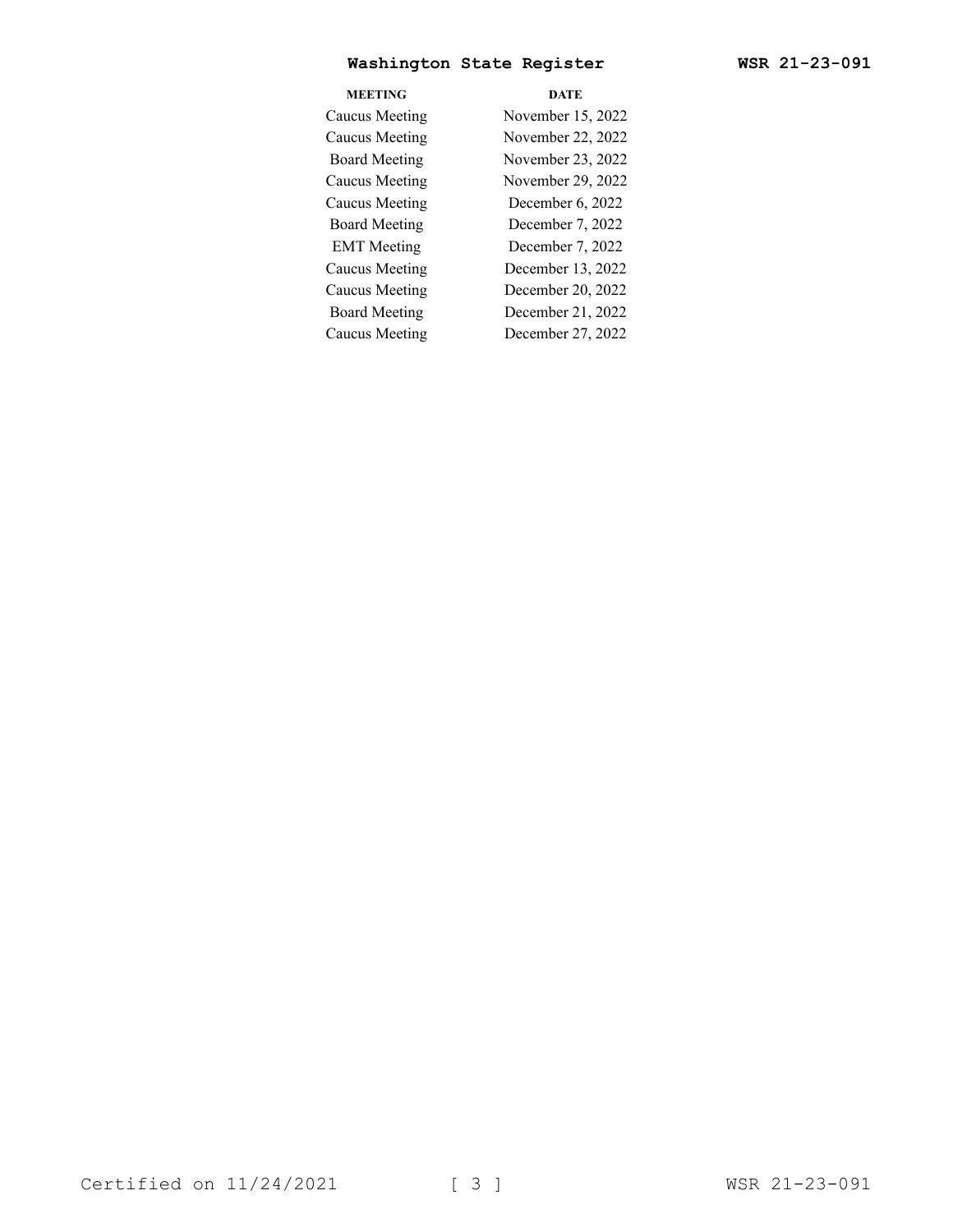| MEETING | DATE |
| --- | --- |
| Caucus Meeting | November 15, 2022 |
| Caucus Meeting | November 22, 2022 |
| Board Meeting | November 23, 2022 |
| Caucus Meeting | November 29, 2022 |
| Caucus Meeting | December 6, 2022 |
| Board Meeting | December 7, 2022 |
| EMT Meeting | December 7, 2022 |
| Caucus Meeting | December 13, 2022 |
| Caucus Meeting | December 20, 2022 |
| Board Meeting | December 21, 2022 |
| Caucus Meeting | December 27, 2022 |